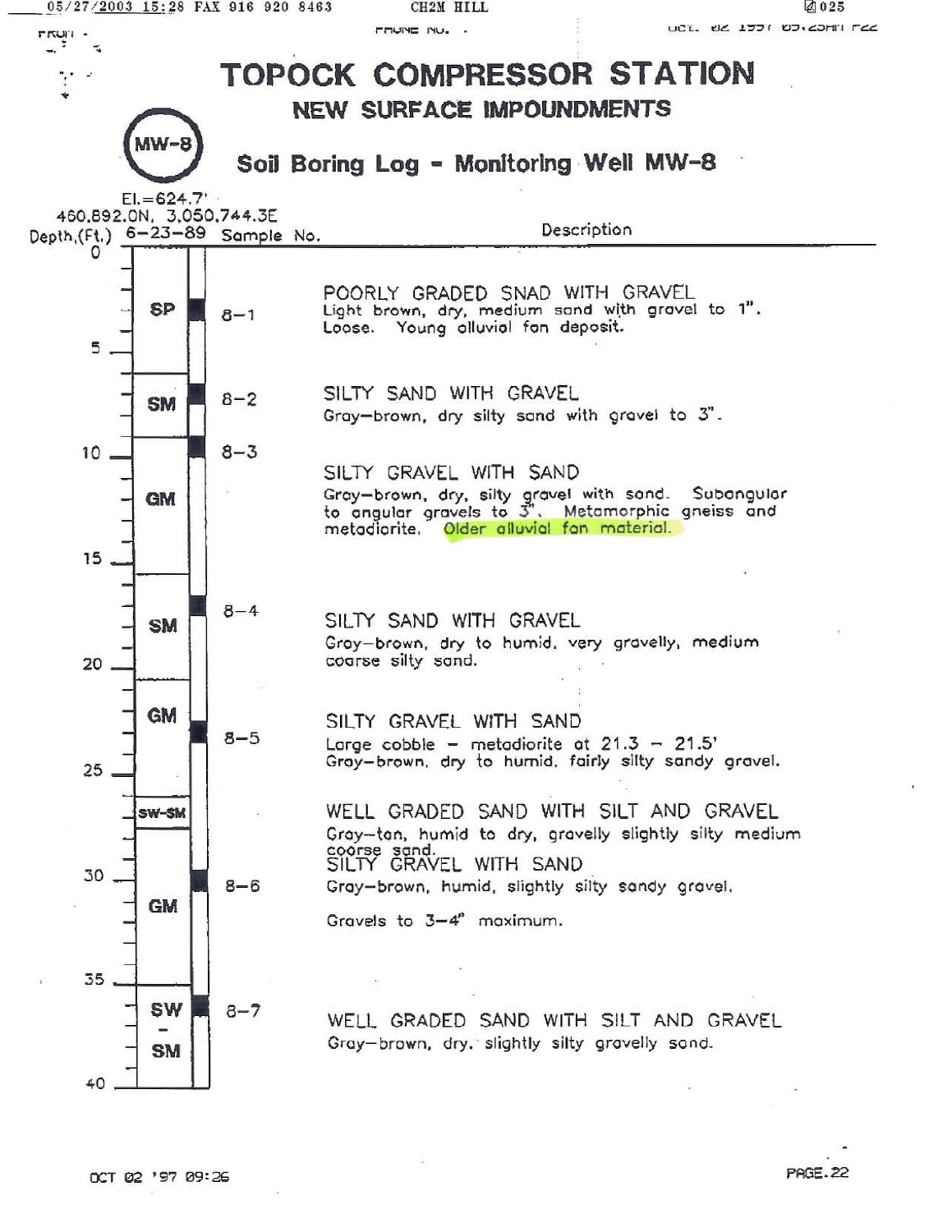# TOPOCK COMPRESSOR STATION

## NEW SURFACE IMPOUNDMENTS

### MW-8

## Soil Boring Log - Monitoring Well MW-8

El.=624.7'
460,892.0N, 3,050,744.3E

| Depth (Ft.) | 6-23-89 | Sample No. | Description |
|---|---|---|---|
| 0–6 | SP | 8-1 | **POORLY GRADED SNAD WITH GRAVEL** Light brown, dry, medium sand with gravel to 1". Loose. Young alluvial fan deposit. |
| 6–10 | SM | 8-2 | **SILTY SAND WITH GRAVEL** Gray-brown, dry silty sand with gravel to 3". |
| 10–16.5 | GM | 8-3 | **SILTY GRAVEL WITH SAND** Gray-brown, dry, silty gravel with sand. Subangular to angular gravels to 3". Metamorphic gneiss and metadiorite. Older alluvial fan material. |
| 16.5–21 | SM | 8-4 | **SILTY SAND WITH GRAVEL** Gray-brown, dry to humid, very gravelly, medium coarse silty sand. |
| 21–26.5 | GM | 8-5 | **SILTY GRAVEL WITH SAND** Large cobble - metadiorite at 21.3 - 21.5' Gray-brown, dry to humid, fairly silty sandy gravel. |
| 26.5–28 | SW-SM | | **WELL GRADED SAND WITH SILT AND GRAVEL** Gray-tan, humid to dry, gravelly slightly silty medium coarse sand. |
| 28–35.5 | GM | 8-6 | **SILTY GRAVEL WITH SAND** Gray-brown, humid, slightly silty sandy gravel. Gravels to 3-4" maximum. |
| 35.5–40 | SW-SM | 8-7 | **WELL GRADED SAND WITH SILT AND GRAVEL** Gray-brown, dry, slightly silty gravelly sand. |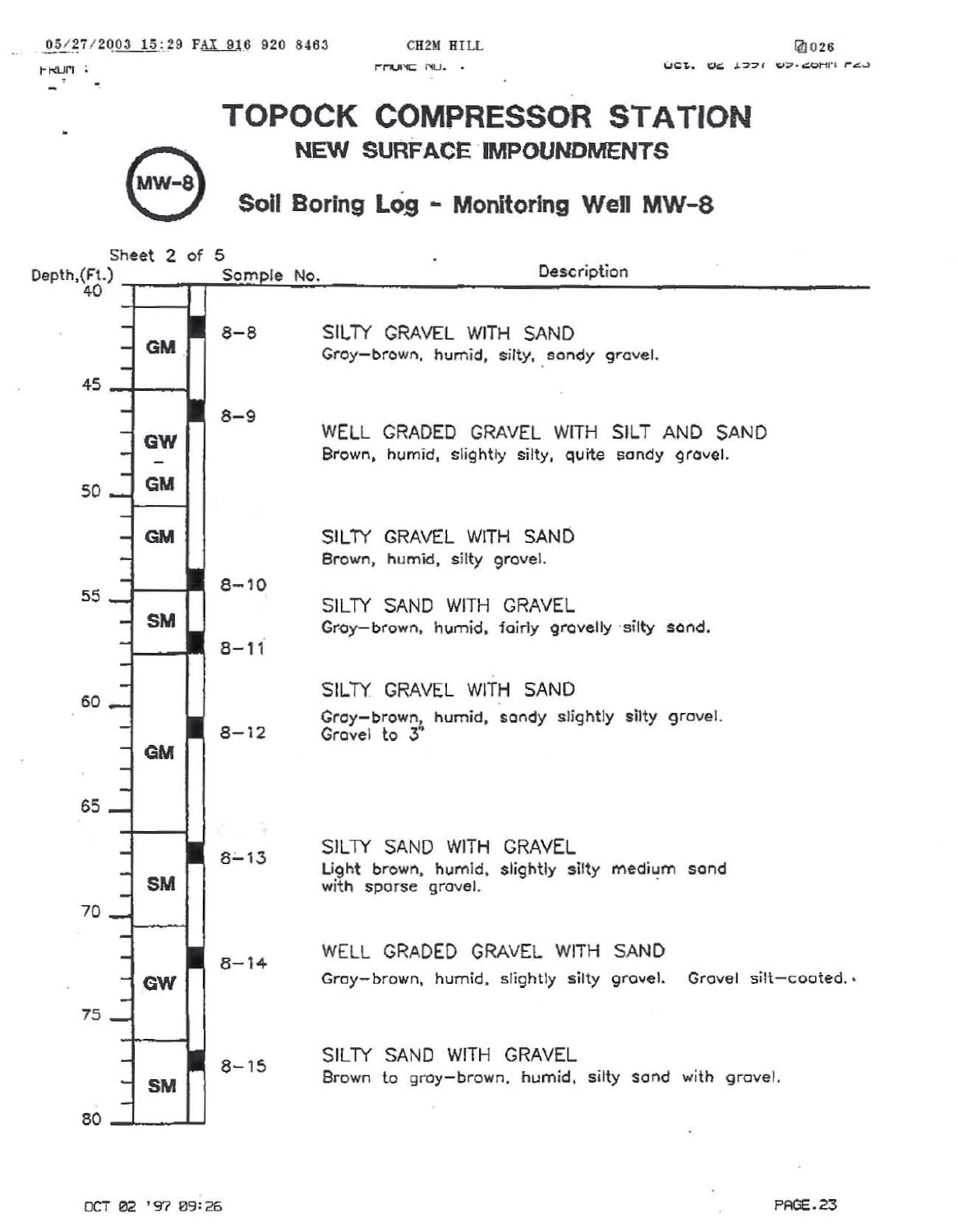# TOPOCK COMPRESSOR STATION

## NEW SURFACE IMPOUNDMENTS

MW-8

## Soil Boring Log - Monitoring Well MW-8

Sheet 2 of 5

| Depth (Ft.) | USCS | Sample No. | Description |
|---|---|---|---|
| 40–45 | GM | 8-8 | SILTY GRAVEL WITH SAND<br>Gray-brown, humid, silty, sandy gravel. |
| 45–50 | GW-GM | 8-9 | WELL GRADED GRAVEL WITH SILT AND SAND<br>Brown, humid, slightly silty, quite sandy gravel. |
| 50–55 | GM | | SILTY GRAVEL WITH SAND<br>Brown, humid, silty gravel. |
| 55–58 | SM | 8-10<br>8-11 | SILTY SAND WITH GRAVEL<br>Gray-brown, humid, fairly gravelly silty sand. |
| 58–66 | GM | 8-12 | SILTY GRAVEL WITH SAND<br>Gray-brown, humid, sandy slightly silty gravel.<br>Gravel to 3" |
| 66–71 | SM | 8-13 | SILTY SAND WITH GRAVEL<br>Light brown, humid, slightly silty medium sand with sparse gravel. |
| 71–76 | GW | 8-14 | WELL GRADED GRAVEL WITH SAND<br>Gray-brown, humid, slightly silty gravel. Gravel silt-coated. |
| 76–80 | SM | 8-15 | SILTY SAND WITH GRAVEL<br>Brown to gray-brown, humid, silty sand with gravel. |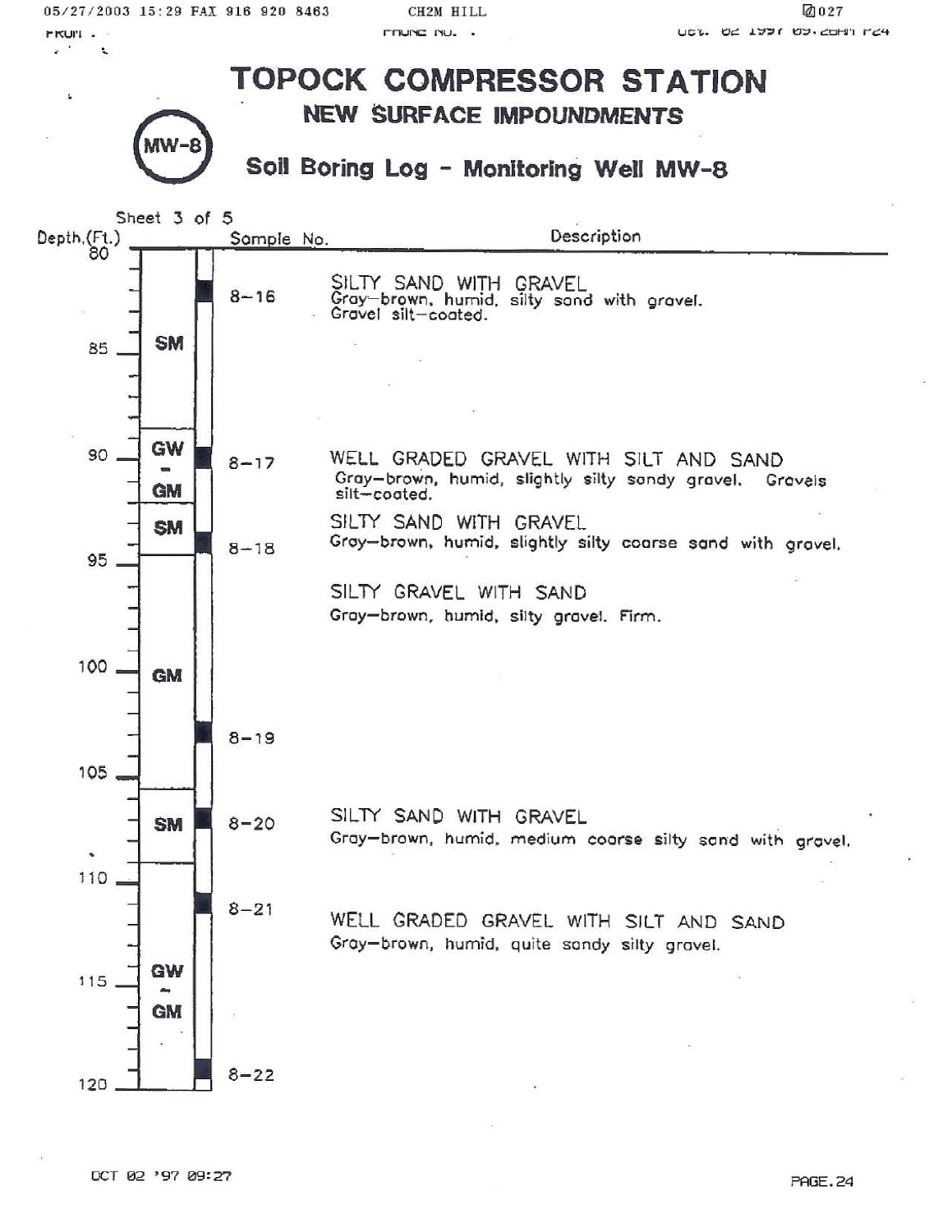# TOPOCK COMPRESSOR STATION

## NEW SURFACE IMPOUNDMENTS

MW-8

## Soil Boring Log - Monitoring Well MW-8

Sheet 3 of 5

| Depth (Ft.) | USCS | Sample No. | Description |
|---|---|---|---|
| 80–89 | SM | 8-16 | SILTY SAND WITH GRAVEL<br>Gray-brown, humid, silty sand with gravel. Gravel silt-coated. |
| 89–92 | GW-GM | 8-17 | WELL GRADED GRAVEL WITH SILT AND SAND<br>Gray-brown, humid, slightly silty sandy gravel. Gravels silt-coated. |
| 92–94.5 | SM | 8-18 | SILTY SAND WITH GRAVEL<br>Gray-brown, humid, slightly silty coarse sand with gravel. |
| 94.5–106 | GM | 8-19 | SILTY GRAVEL WITH SAND<br>Gray-brown, humid, silty gravel. Firm. |
| 106–109.5 | SM | 8-20 | SILTY SAND WITH GRAVEL<br>Gray-brown, humid, medium coarse silty sand with gravel. |
| 109.5–120 | GW-GM | 8-21, 8-22 | WELL GRADED GRAVEL WITH SILT AND SAND<br>Gray-brown, humid, quite sandy silty gravel. |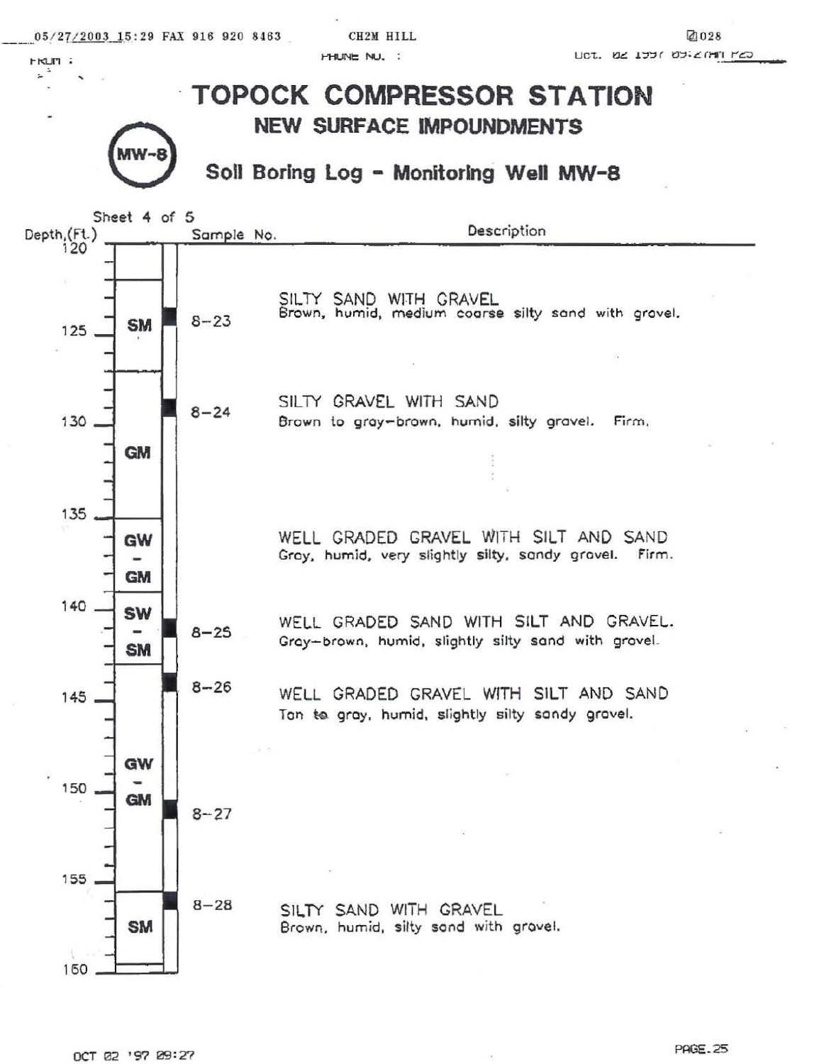# TOPOCK COMPRESSOR STATION

## NEW SURFACE IMPOUNDMENTS

MW-8

## Soil Boring Log - Monitoring Well MW-8

Sheet 4 of 5

| Depth (Ft.) | Soil Type | Sample No. | Description |
|---|---|---|---|
| 120–122 | | | |
| 122–128 | SM | 8-23 | SILTY SAND WITH GRAVEL<br>Brown, humid, medium coarse silty sand with gravel. |
| 128–135 | GM | 8-24 | SILTY GRAVEL WITH SAND<br>Brown to gray-brown, humid, silty gravel. Firm. |
| 135–140 | GW-GM | | WELL GRADED GRAVEL WITH SILT AND SAND<br>Gray, humid, very slightly silty, sandy gravel. Firm. |
| 140–143 | SW-SM | 8-25 | WELL GRADED SAND WITH SILT AND GRAVEL.<br>Gray-brown, humid, slightly silty sand with gravel. |
| 143–156 | GW-GM | 8-26, 8-27 | WELL GRADED GRAVEL WITH SILT AND SAND<br>Tan to gray, humid, slightly silty sandy gravel. |
| 156–160 | SM | 8-28 | SILTY SAND WITH GRAVEL<br>Brown, humid, silty sand with gravel. |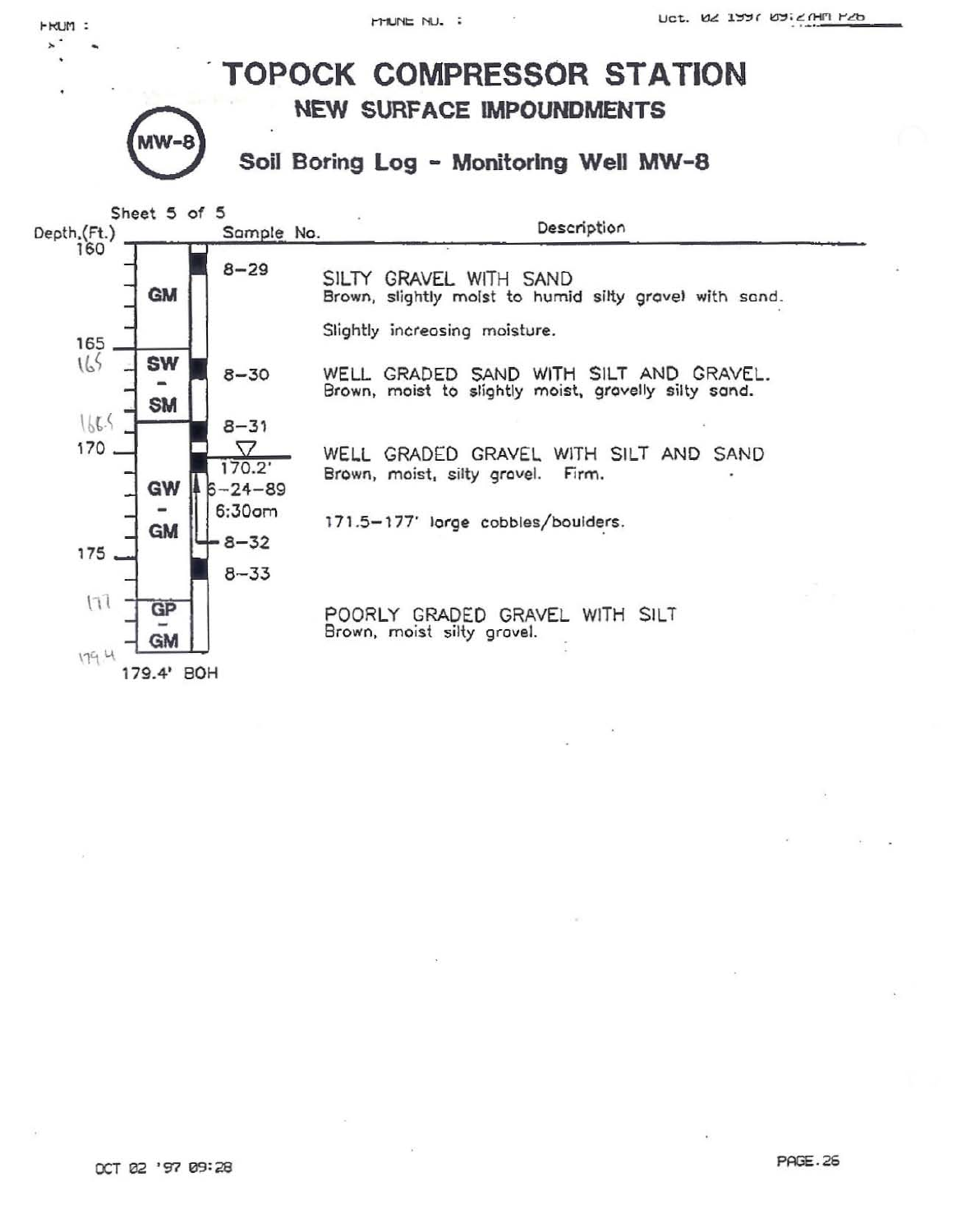# TOPOCK COMPRESSOR STATION

## NEW SURFACE IMPOUNDMENTS

MW-8

### Soil Boring Log - Monitoring Well MW-8

Sheet 5 of 5

| Depth (Ft.) | Soil Type | Sample No. | Description |
|---|---|---|---|
| 160–165 | GM | 8-29 | SILTY GRAVEL WITH SAND<br>Brown, slightly moist to humid silty gravel with sand.<br>Slightly increasing moisture. |
| 165–168.5 | SW - SM | 8-30 | WELL GRADED SAND WITH SILT AND GRAVEL.<br>Brown, moist to slightly moist, gravelly silty sand. |
| 168.5–177 | GW - GM | 8-31<br>170.2'<br>6-24-89<br>6:30am<br>8-32<br>8-33 | WELL GRADED GRAVEL WITH SILT AND SAND<br>Brown, moist, silty gravel. Firm.<br>171.5–177' large cobbles/boulders. |
| 177–179.4 | GP - GM | | POORLY GRADED GRAVEL WITH SILT<br>Brown, moist silty gravel. |

179.4' BOH